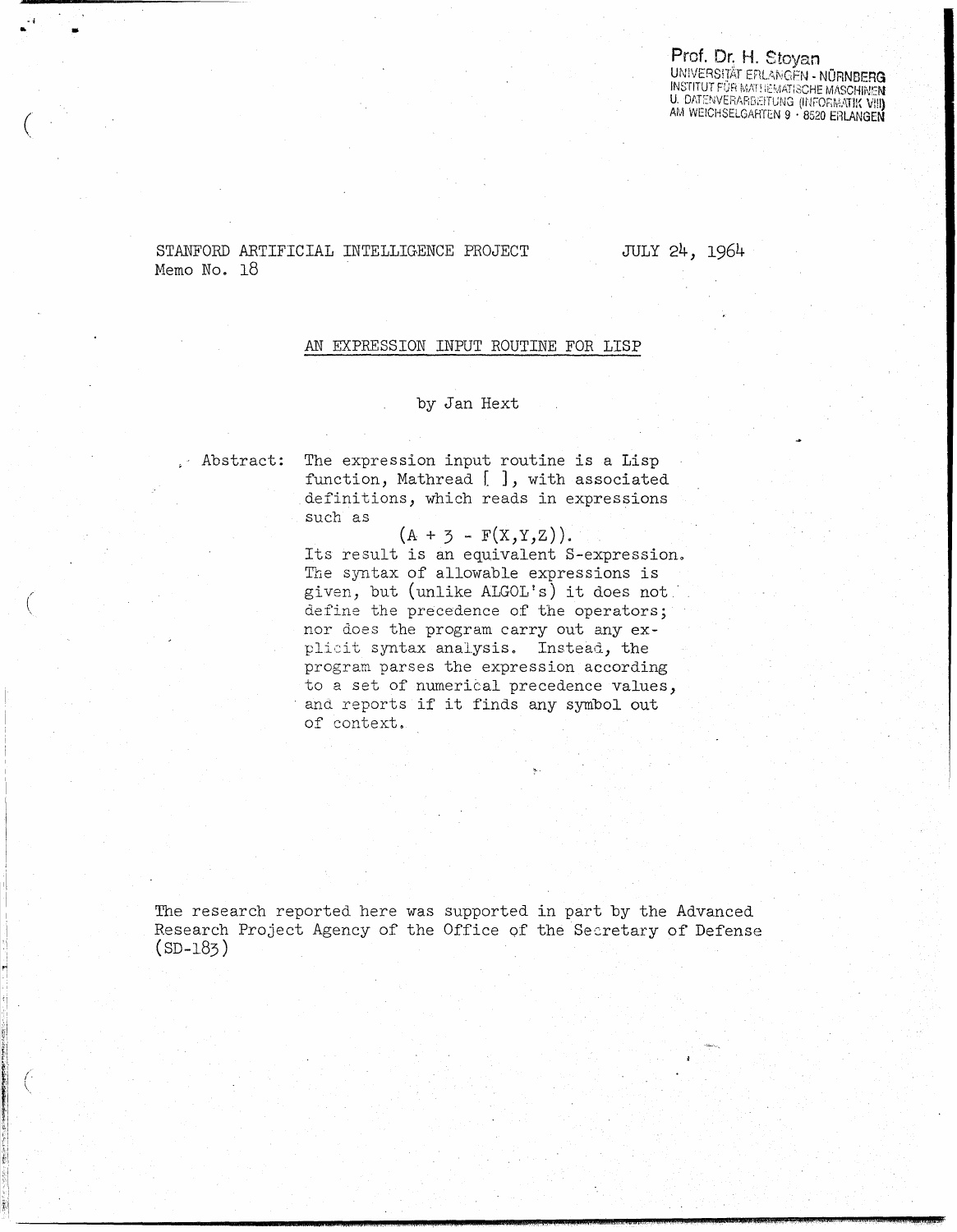Prof. Dr. H. Stoyan
UNIVERSITÄT ERLANGEN - NÜRNBERG
INSTITUT FÜR MATHEMATISCHE MASCHINEN
U. DATENVERARBEITUNG (INFORMATIK VIII)
AM WEICHSELGARTEN 9 · 8520 ERLANGEN

STANFORD ARTIFICIAL INTELLIGENCE PROJECT
Memo No. 18

JULY 24, 1964

# AN EXPRESSION INPUT ROUTINE FOR LISP

by Jan Hext

Abstract: The expression input routine is a Lisp function, Mathread [ ], with associated definitions, which reads in expressions such as

(A + 3 - F(X,Y,Z)).

Its result is an equivalent S-expression. The syntax of allowable expressions is given, but (unlike ALGOL's) it does not define the precedence of the operators; nor does the program carry out any explicit syntax analysis. Instead, the program parses the expression according to a set of numerical precedence values, and reports if it finds any symbol out of context.

The research reported here was supported in part by the Advanced Research Project Agency of the Office of the Secretary of Defense (SD-183)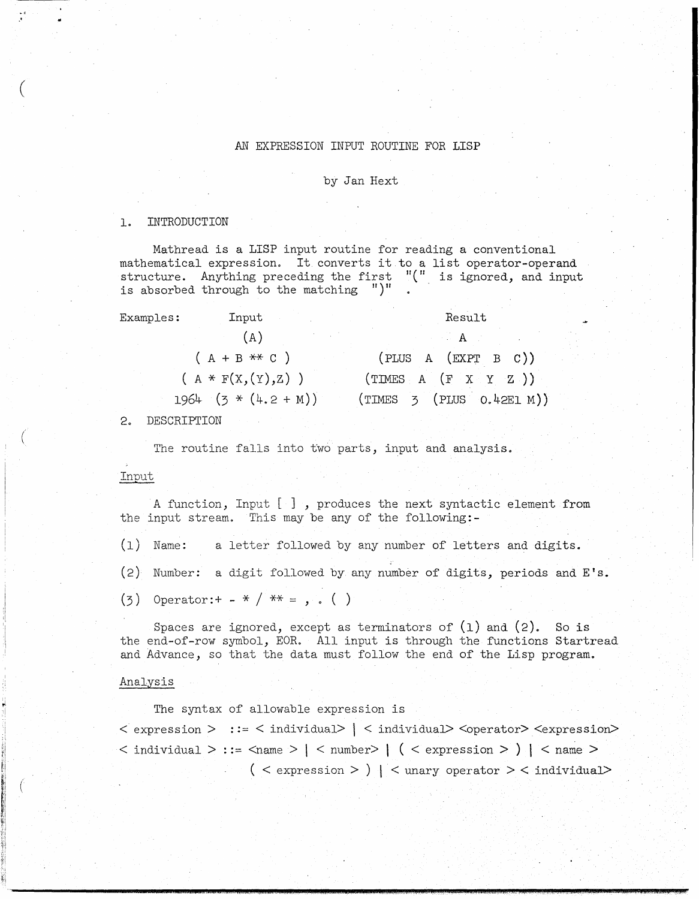# AN EXPRESSION INPUT ROUTINE FOR LISP

by Jan Hext

## 1. INTRODUCTION

Mathread is a LISP input routine for reading a conventional mathematical expression. It converts it to a list operator-operand structure. Anything preceding the first "(" is ignored, and input is absorbed through to the matching ")" .

| Examples: | Input | Result |
|---|---|---|
| | (A) | A |
| | ( A + B ** C ) | (PLUS A (EXPT B C)) |
| | ( A * F(X,(Y),Z) ) | (TIMES A (F X Y Z )) |
| | 1964 (3 * (4.2 + M)) | (TIMES 3 (PLUS 0.42E1 M)) |

## 2. DESCRIPTION

The routine falls into two parts, input and analysis.

### Input

A function, Input [ ] , produces the next syntactic element from the input stream. This may be any of the following:-

(1) Name: a letter followed by any number of letters and digits.

(2) Number: a digit followed by any number of digits, periods and E's.

(3) Operator: + - * / ** = , . ( )

Spaces are ignored, except as terminators of (1) and (2). So is the end-of-row symbol, EOR. All input is through the functions Startread and Advance, so that the data must follow the end of the Lisp program.

### Analysis

The syntax of allowable expression is

```
< expression >  ::= < individual> | < individual> <operator> <expression>
< individual > ::= <name > | < number> | ( < expression > ) | < name >
                   ( < expression > ) | < unary operator > < individual>
```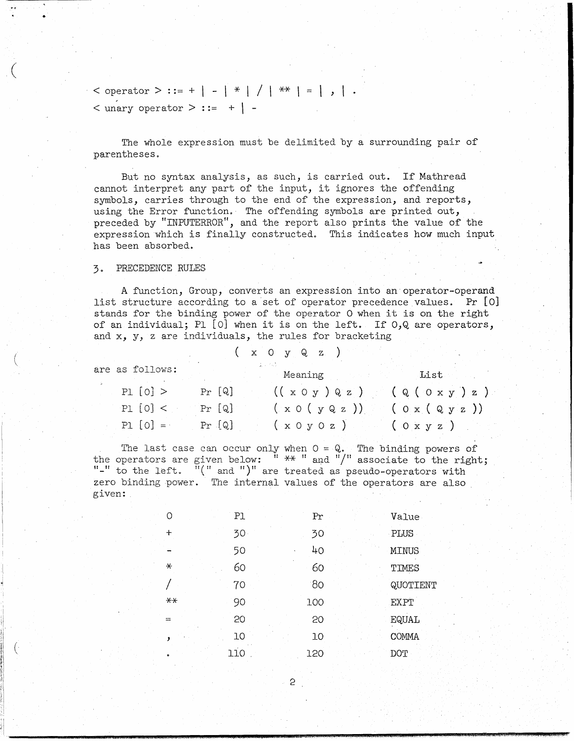< operator > ::= + | - | * | / | ** | = | , | .

< unary operator > ::= + | -

The whole expression must be delimited by a surrounding pair of parentheses.

But no syntax analysis, as such, is carried out. If Mathread cannot interpret any part of the input, it ignores the offending symbols, carries through to the end of the expression, and reports, using the Error function. The offending symbols are printed out, preceded by "INPUTERROR", and the report also prints the value of the expression which is finally constructed. This indicates how much input has been absorbed.

## 3. PRECEDENCE RULES

A function, Group, converts an expression into an operator-operand list structure according to a set of operator precedence values. Pr [O] stands for the binding power of the operator O when it is on the right of an individual; Pl [O] when it is on the left. If O,Q are operators, and x, y, z are individuals, the rules for bracketing

( x O y Q z )

are as follows:

| | | Meaning | List |
|---|---|---|---|
| Pl [O] > | Pr [Q] | (( x O y ) Q z ) | ( Q ( O x y ) z ) |
| Pl [O] < | Pr [Q] | ( x O ( y Q z )) | ( O x ( Q y z )) |
| Pl [O] = | Pr [Q] | ( x O y O z ) | ( O x y z ) |

The last case can occur only when O = Q. The binding powers of the operators are given below: " ** " and "/" associate to the right; "-" to the left. "(" and ")" are treated as pseudo-operators with zero binding power. The internal values of the operators are also given:

| O | Pl | Pr | Value |
|---|---|---|---|
| + | 30 | 30 | PLUS |
| - | 50 | 40 | MINUS |
| * | 60 | 60 | TIMES |
| / | 70 | 80 | QUOTIENT |
| ** | 90 | 100 | EXPT |
| = | 20 | 20 | EQUAL |
| , | 10 | 10 | COMMA |
| . | 110 | 120 | DOT |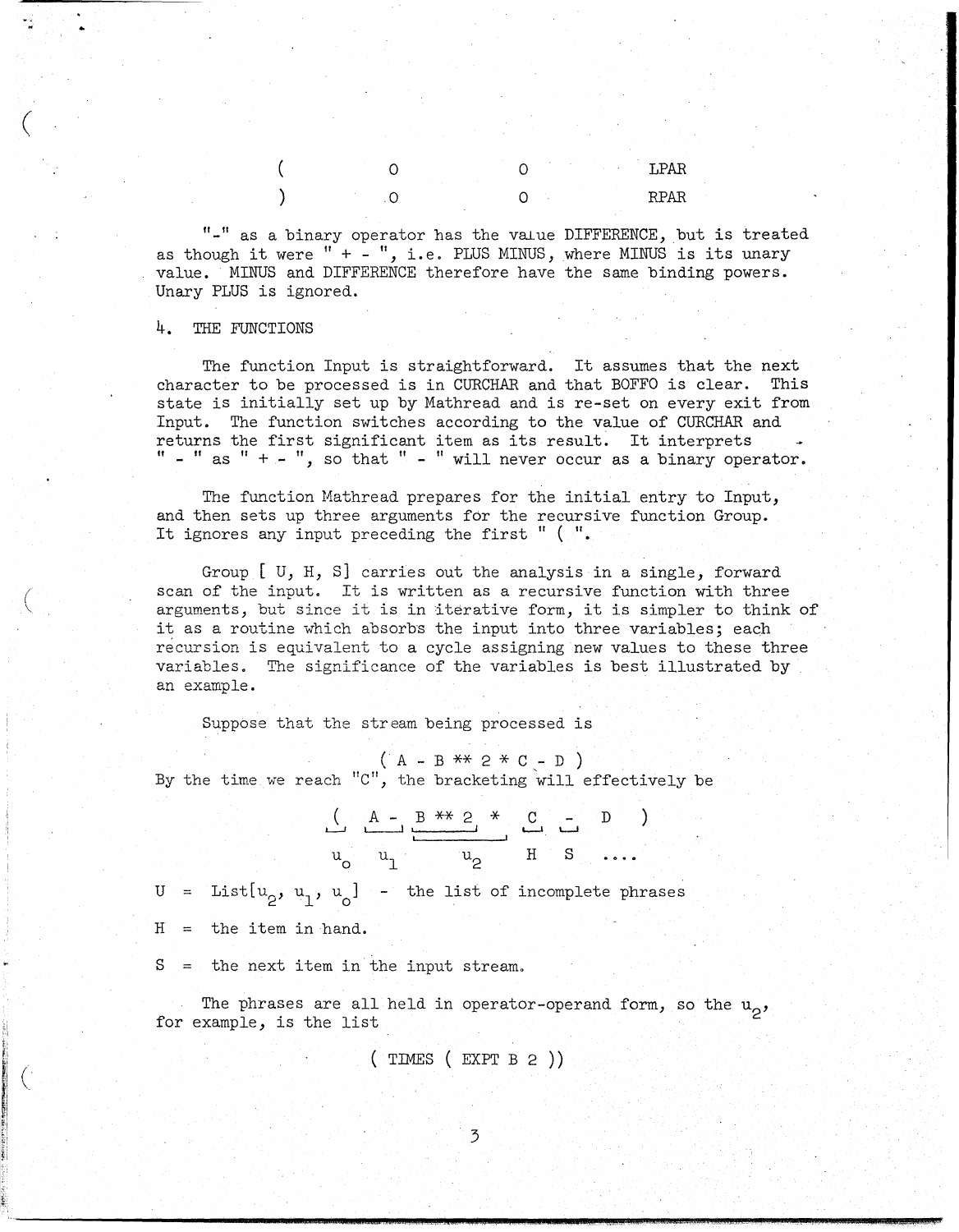| | | | |
|---|---|---|---|
| ( | 0 | 0 | LPAR |
| ) | 0 | 0 | RPAR |

"-" as a binary operator has the value DIFFERENCE, but is treated as though it were " + - ", i.e. PLUS MINUS, where MINUS is its unary value. MINUS and DIFFERENCE therefore have the same binding powers. Unary PLUS is ignored.

## 4. THE FUNCTIONS

The function Input is straightforward. It assumes that the next character to be processed is in CURCHAR and that BOFFO is clear. This state is initially set up by Mathread and is re-set on every exit from Input. The function switches according to the value of CURCHAR and returns the first significant item as its result. It interprets " - " as " + - ", so that " - " will never occur as a binary operator.

The function Mathread prepares for the initial entry to Input, and then sets up three arguments for the recursive function Group. It ignores any input preceding the first " ( ".

Group [ U, H, S] carries out the analysis in a single, forward scan of the input. It is written as a recursive function with three arguments, but since it is in iterative form, it is simpler to think of it as a routine which absorbs the input into three variables; each recursion is equivalent to a cycle assigning new values to these three variables. The significance of the variables is best illustrated by an example.

Suppose that the stream being processed is

( A - B ** 2 * C - D )

By the time we reach "C", the bracketing will effectively be

```
(   A -   B ** 2  *   C   -   D   )
└┘  └─┘   └──────────┘  └┘  └┘
u0  u1        u2        H   S   ....
```

U = List[$u_2$, $u_1$, $u_0$] - the list of incomplete phrases

H = the item in hand.

S = the next item in the input stream.

The phrases are all held in operator-operand form, so the $u_2$, for example, is the list

( TIMES ( EXPT B 2 ))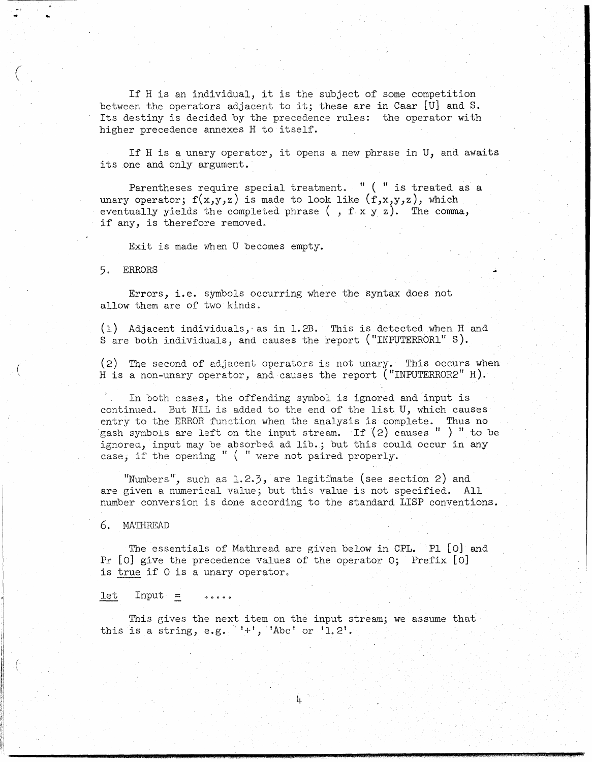If H is an individual, it is the subject of some competition between the operators adjacent to it; these are in Caar [U] and S. Its destiny is decided by the precedence rules: the operator with higher precedence annexes H to itself.

If H is a unary operator, it opens a new phrase in U, and awaits its one and only argument.

Parentheses require special treatment. " ( " is treated as a unary operator; f(x,y,z) is made to look like (f,x,y,z), which eventually yields the completed phrase ( , f x y z). The comma, if any, is therefore removed.

Exit is made when U becomes empty.

## 5. ERRORS

Errors, i.e. symbols occurring where the syntax does not allow them are of two kinds.

(1) Adjacent individuals, as in 1.2B. This is detected when H and S are both individuals, and causes the report ("INPUTERROR1" S).

(2) The second of adjacent operators is not unary. This occurs when H is a non-unary operator, and causes the report ("INPUTERROR2" H).

In both cases, the offending symbol is ignored and input is continued. But NIL is added to the end of the list U, which causes entry to the ERROR function when the analysis is complete. Thus no gash symbols are left on the input stream. If (2) causes " ) " to be ignored, input may be absorbed ad lib.; but this could occur in any case, if the opening " ( " were not paired properly.

"Numbers", such as 1.2.3, are legitimate (see section 2) and are given a numerical value; but this value is not specified. All number conversion is done according to the standard LISP conventions.

## 6. MATHREAD

The essentials of Mathread are given below in CPL. Pl [O] and Pr [O] give the precedence values of the operator O; Prefix [O] is <u>true</u> if O is a unary operator.

<u>let</u> Input <u>=</u> .....

This gives the next item on the input stream; we assume that this is a string, e.g. '+', 'Abc' or '1.2'.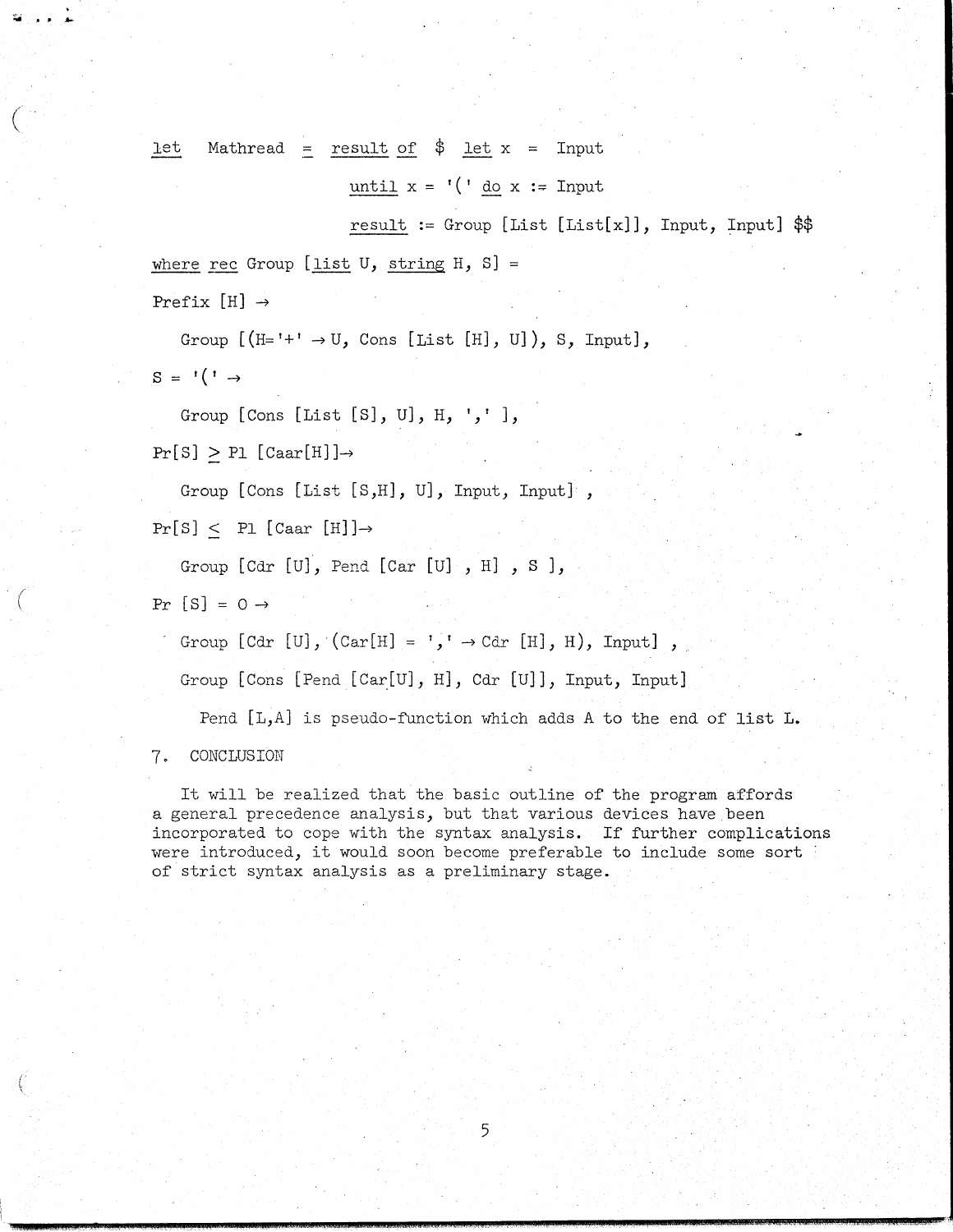```
let  Mathread  =  result of  $  let x  =  Input
                                until x = '(' do x := Input
                                result := Group [List [List[x]], Input, Input] $$

where rec Group [list U, string H, S] =

Prefix [H] →

   Group [(H='+' → U, Cons [List [H], U]), S, Input],

S = '(' →

   Group [Cons [List [S], U], H, ',' ],

Pr[S] ≥ Pl [Caar[H]]→

   Group [Cons [List [S,H], U], Input, Input] ,

Pr[S] ≤  Pl [Caar [H]]→

   Group [Cdr [U], Pend [Car [U] , H] , S ],

Pr [S] = 0 →

   Group [Cdr [U], (Car[H] = ',' → Cdr [H], H), Input] ,

   Group [Cons [Pend [Car[U], H], Cdr [U]], Input, Input]
```

Pend [L,A] is pseudo-function which adds A to the end of list L.

## 7. CONCLUSION

It will be realized that the basic outline of the program affords a general precedence analysis, but that various devices have been incorporated to cope with the syntax analysis. If further complications were introduced, it would soon become preferable to include some sort of strict syntax analysis as a preliminary stage.